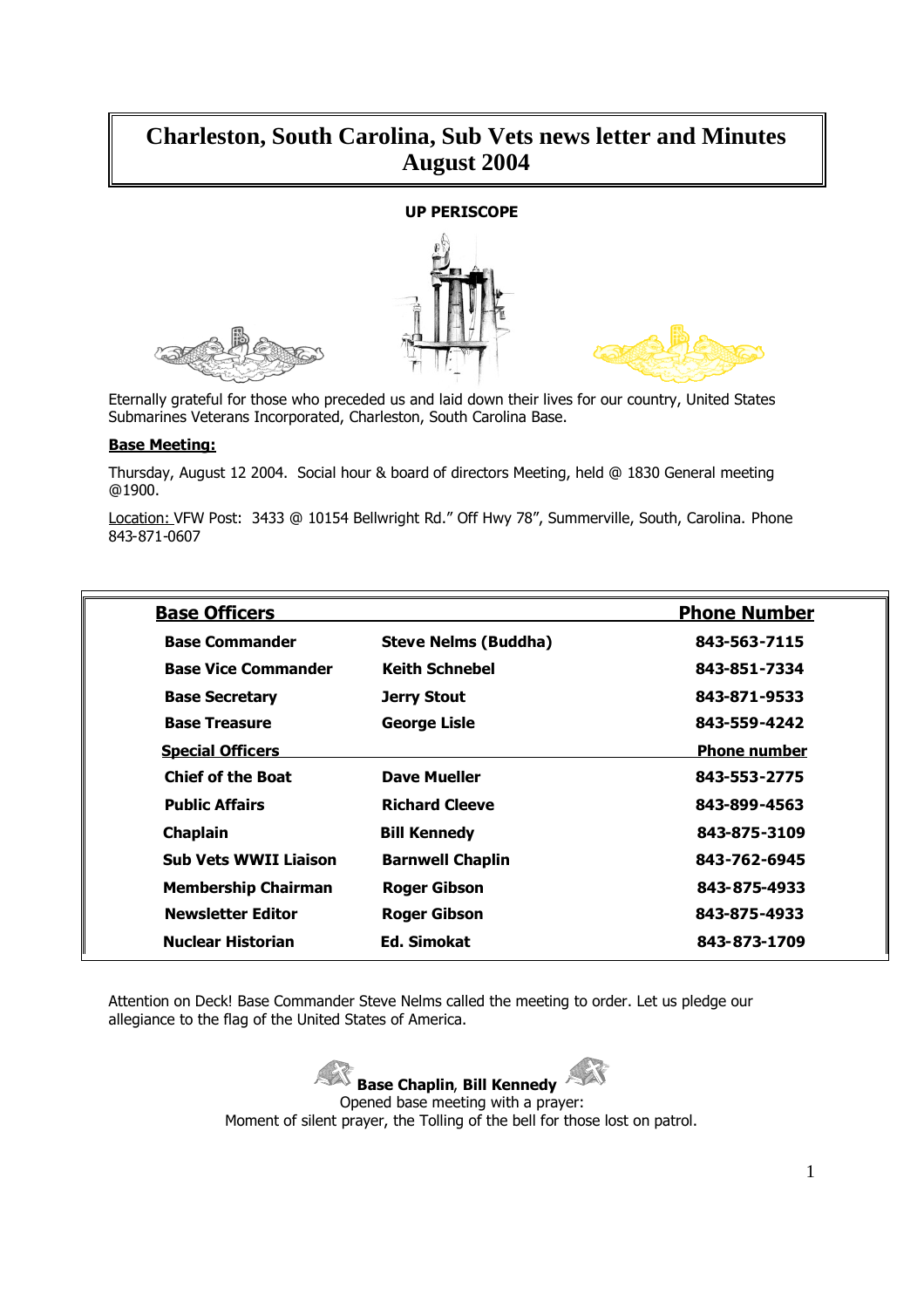# Charleston, South Carolina, Sub Vets news letter and Minutes August 2004

**UP PERISCOPE**

Eternally grateful for those who preceded us and laid down their lives for our country, United States Submarines Veterans Incorporated, Charleston, South Carolina Base.

**Base Meeting:**

Thursday, August 12 2004. Social hour & board of directors Meeting, held @ 1830 General meeting @1900.

Location: VFW Post: 3433 @ 10154 Bellwright Rd." Off Hwy 78", Summerville, South, Carolina. Phone 843-871-0607

| **Base Officers** | | **Phone Number** |
|---|---|---|
| **Base Commander** | **Steve Nelms (Buddha)** | **843-563-7115** |
| **Base Vice Commander** | **Keith Schnebel** | **843-851-7334** |
| **Base Secretary** | **Jerry Stout** | **843-871-9533** |
| **Base Treasure** | **George Lisle** | **843-559-4242** |
| **Special Officers** | | **Phone number** |
| **Chief of the Boat** | **Dave Mueller** | **843-553-2775** |
| **Public Affairs** | **Richard Cleeve** | **843-899-4563** |
| **Chaplain** | **Bill Kennedy** | **843-875-3109** |
| **Sub Vets WWII Liaison** | **Barnwell Chaplin** | **843-762-6945** |
| **Membership Chairman** | **Roger Gibson** | **843-875-4933** |
| **Newsletter Editor** | **Roger Gibson** | **843-875-4933** |
| **Nuclear Historian** | **Ed. Simokat** | **843-873-1709** |

Attention on Deck! Base Commander Steve Nelms called the meeting to order. Let us pledge our allegiance to the flag of the United States of America.

**Base Chaplain**, **Bill Kennedy**
Opened base meeting with a prayer:
Moment of silent prayer, the Tolling of the bell for those lost on patrol.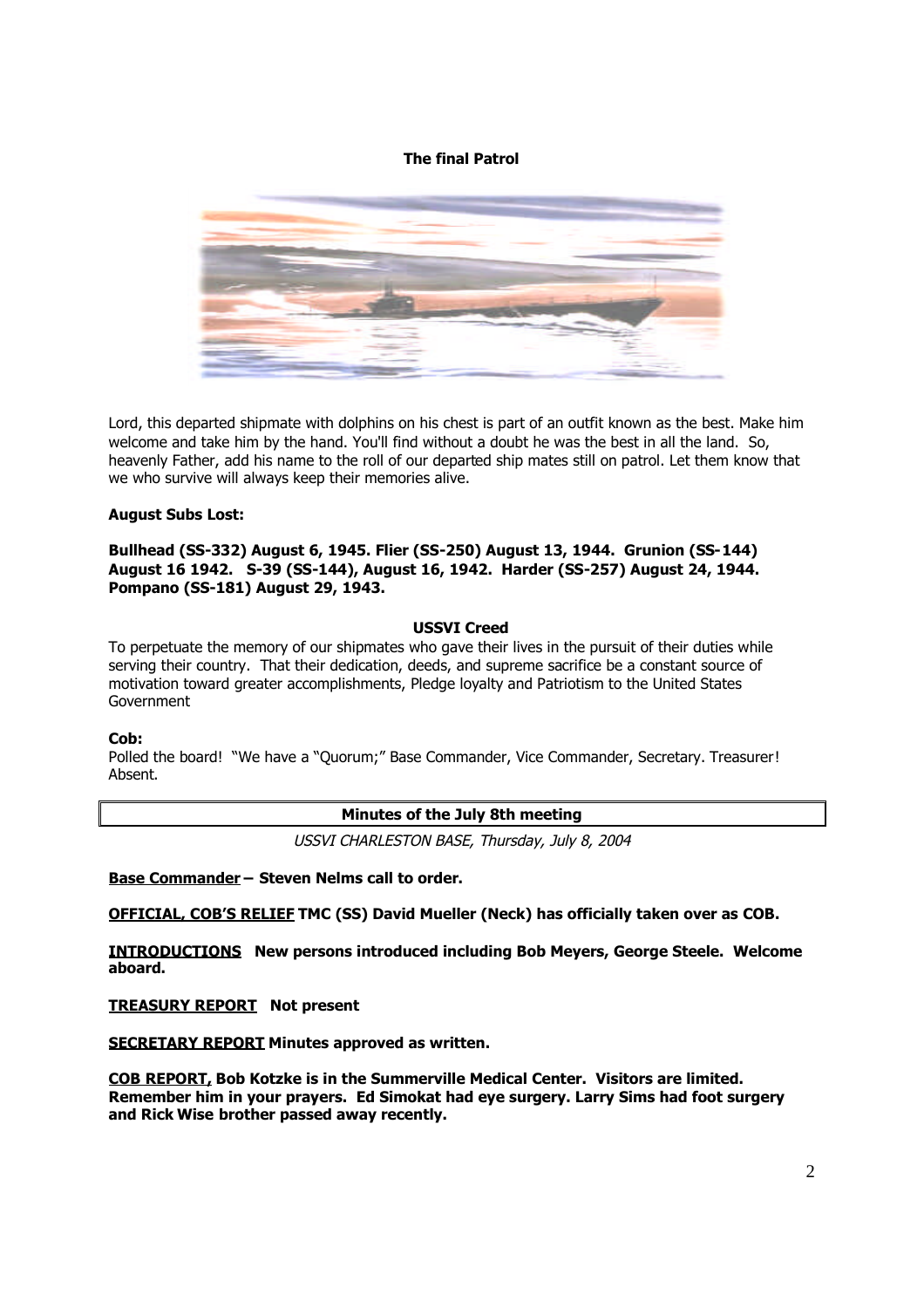**The final Patrol**

Lord, this departed shipmate with dolphins on his chest is part of an outfit known as the best. Make him welcome and take him by the hand. You'll find without a doubt he was the best in all the land. So, heavenly Father, add his name to the roll of our departed ship mates still on patrol. Let them know that we who survive will always keep their memories alive.

**August Subs Lost:**

**Bullhead (SS-332) August 6, 1945. Flier (SS-250) August 13, 1944. Grunion (SS-144) August 16 1942. S-39 (SS-144), August 16, 1942. Harder (SS-257) August 24, 1944. Pompano (SS-181) August 29, 1943.**

**USSVI Creed**

To perpetuate the memory of our shipmates who gave their lives in the pursuit of their duties while serving their country. That their dedication, deeds, and supreme sacrifice be a constant source of motivation toward greater accomplishments, Pledge loyalty and Patriotism to the United States Government

**Cob:**
Polled the board! "We have a "Quorum;" Base Commander, Vice Commander, Secretary. Treasurer! Absent.

**Minutes of the July 8th meeting**

*USSVI CHARLESTON BASE, Thursday, July 8, 2004*

**Base Commander – Steven Nelms call to order.**

**OFFICIAL, COB'S RELIEF TMC (SS) David Mueller (Neck) has officially taken over as COB.**

**INTRODUCTIONS New persons introduced including Bob Meyers, George Steele. Welcome aboard.**

**TREASURY REPORT Not present**

**SECRETARY REPORT Minutes approved as written.**

**COB REPORT, Bob Kotzke is in the Summerville Medical Center. Visitors are limited. Remember him in your prayers. Ed Simokat had eye surgery. Larry Sims had foot surgery and Rick Wise brother passed away recently.**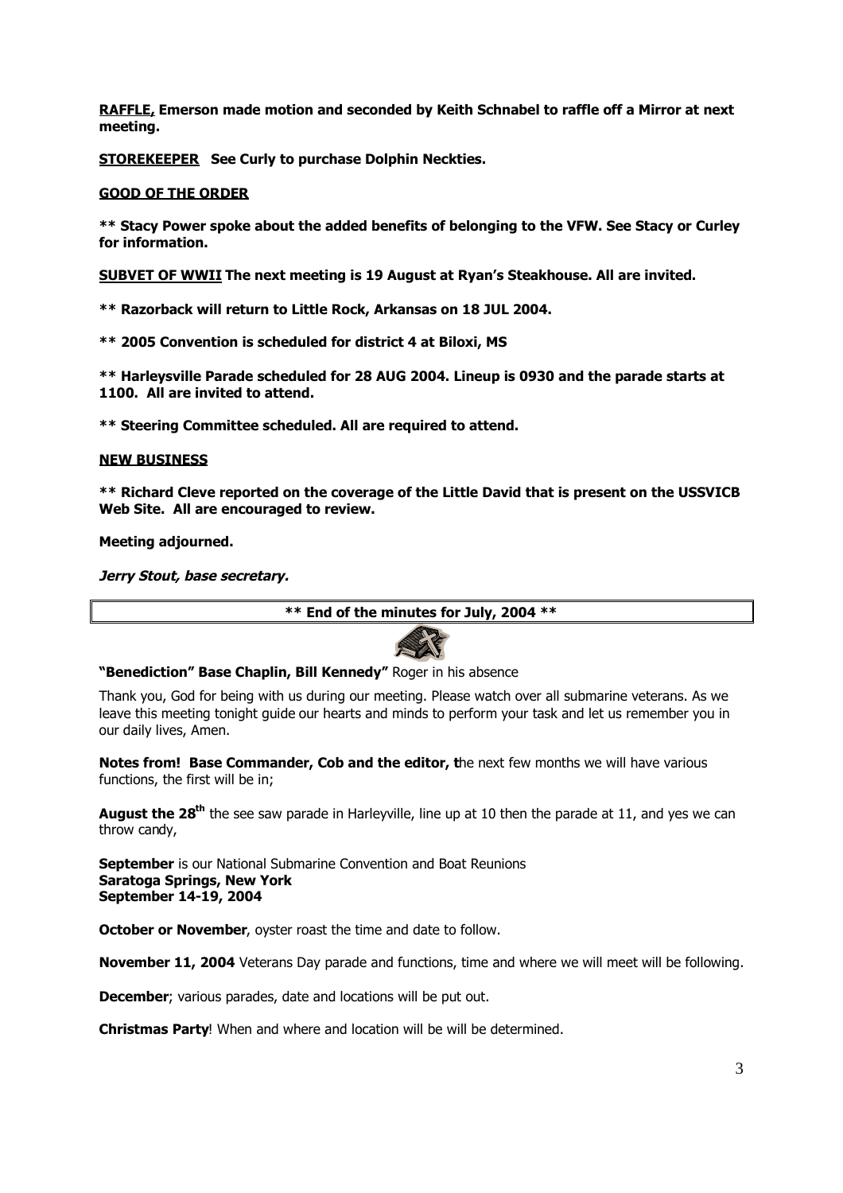**RAFFLE, Emerson made motion and seconded by Keith Schnabel to raffle off a Mirror at next meeting.**

**STOREKEEPER See Curly to purchase Dolphin Neckties.**

**GOOD OF THE ORDER**

**\*\* Stacy Power spoke about the added benefits of belonging to the VFW. See Stacy or Curley for information.**

**SUBVET OF WWII The next meeting is 19 August at Ryan's Steakhouse. All are invited.**

**\*\* Razorback will return to Little Rock, Arkansas on 18 JUL 2004.**

**\*\* 2005 Convention is scheduled for district 4 at Biloxi, MS**

**\*\* Harleysville Parade scheduled for 28 AUG 2004. Lineup is 0930 and the parade starts at 1100. All are invited to attend.**

**\*\* Steering Committee scheduled. All are required to attend.**

**NEW BUSINESS**

**\*\* Richard Cleve reported on the coverage of the Little David that is present on the USSVICB Web Site. All are encouraged to review.**

**Meeting adjourned.**

***Jerry Stout, base secretary.***

**\*\* End of the minutes for July, 2004 \*\***

**"Benediction" Base Chaplin, Bill Kennedy"** Roger in his absence

Thank you, God for being with us during our meeting. Please watch over all submarine veterans. As we leave this meeting tonight guide our hearts and minds to perform your task and let us remember you in our daily lives, Amen.

**Notes from! Base Commander, Cob and the editor, t**he next few months we will have various functions, the first will be in;

**August the 28th** the see saw parade in Harleyville, line up at 10 then the parade at 11, and yes we can throw candy,

**September** is our National Submarine Convention and Boat Reunions
**Saratoga Springs, New York**
**September 14-19, 2004**

**October or November**, oyster roast the time and date to follow.

**November 11, 2004** Veterans Day parade and functions, time and where we will meet will be following.

**December**; various parades, date and locations will be put out.

**Christmas Party**! When and where and location will be will be determined.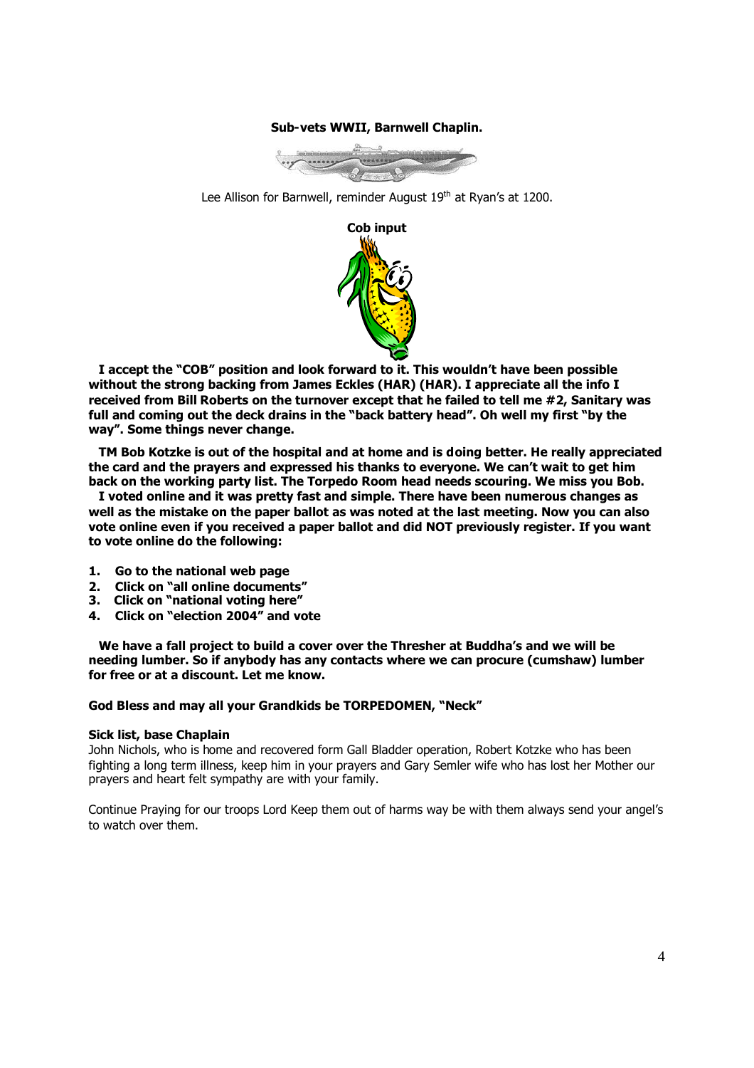**Sub-vets WWII, Barnwell Chaplin.**

Lee Allison for Barnwell, reminder August 19th at Ryan's at 1200.

**Cob input**

**I accept the "COB" position and look forward to it. This wouldn't have been possible without the strong backing from James Eckles (HAR) (HAR). I appreciate all the info I received from Bill Roberts on the turnover except that he failed to tell me #2, Sanitary was full and coming out the deck drains in the "back battery head". Oh well my first "by the way". Some things never change.**

**TM Bob Kotzke is out of the hospital and at home and is doing better. He really appreciated the card and the prayers and expressed his thanks to everyone. We can't wait to get him back on the working party list. The Torpedo Room head needs scouring. We miss you Bob.**

**I voted online and it was pretty fast and simple. There have been numerous changes as well as the mistake on the paper ballot as was noted at the last meeting. Now you can also vote online even if you received a paper ballot and did NOT previously register. If you want to vote online do the following:**

1. **Go to the national web page**
2. **Click on "all online documents"**
3. **Click on "national voting here"**
4. **Click on "election 2004" and vote**

**We have a fall project to build a cover over the Thresher at Buddha's and we will be needing lumber. So if anybody has any contacts where we can procure (cumshaw) lumber for free or at a discount. Let me know.**

**God Bless and may all your Grandkids be TORPEDOMEN, "Neck"**

**Sick list, base Chaplain**

John Nichols, who is home and recovered form Gall Bladder operation, Robert Kotzke who has been fighting a long term illness, keep him in your prayers and Gary Semler wife who has lost her Mother our prayers and heart felt sympathy are with your family.

Continue Praying for our troops Lord Keep them out of harms way be with them always send your angel's to watch over them.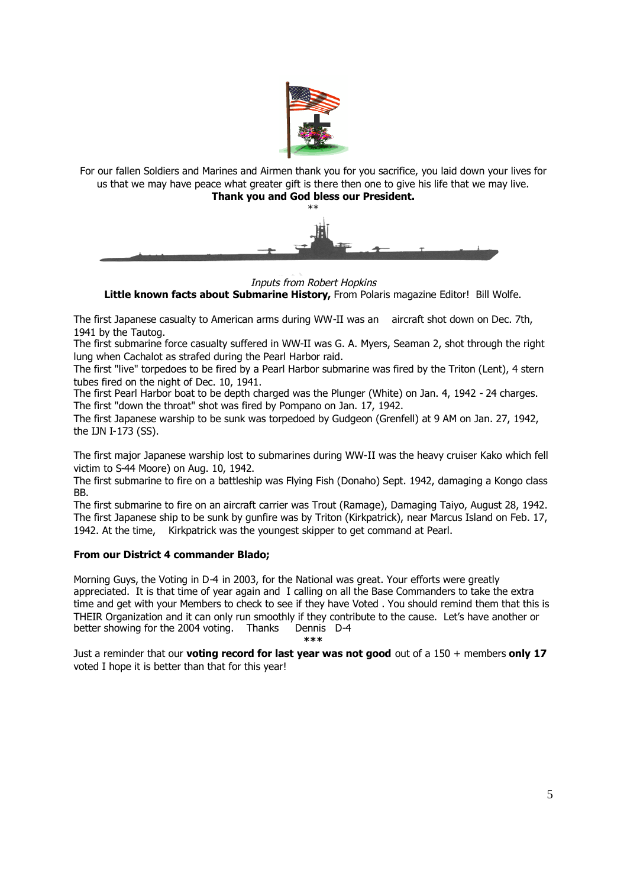For our fallen Soldiers and Marines and Airmen thank you for you sacrifice, you laid down your lives for us that we may have peace what greater gift is there then one to give his life that we may live.

**Thank you and God bless our President.**

**

*Inputs from Robert Hopkins*

**Little known facts about Submarine History,** From Polaris magazine Editor! Bill Wolfe.

The first Japanese casualty to American arms during WW-II was an aircraft shot down on Dec. 7th, 1941 by the Tautog.

The first submarine force casualty suffered in WW-II was G. A. Myers, Seaman 2, shot through the right lung when Cachalot as strafed during the Pearl Harbor raid.

The first "live" torpedoes to be fired by a Pearl Harbor submarine was fired by the Triton (Lent), 4 stern tubes fired on the night of Dec. 10, 1941.

The first Pearl Harbor boat to be depth charged was the Plunger (White) on Jan. 4, 1942 - 24 charges.

The first "down the throat" shot was fired by Pompano on Jan. 17, 1942.

The first Japanese warship to be sunk was torpedoed by Gudgeon (Grenfell) at 9 AM on Jan. 27, 1942, the IJN I-173 (SS).

The first major Japanese warship lost to submarines during WW-II was the heavy cruiser Kako which fell victim to S-44 Moore) on Aug. 10, 1942.

The first submarine to fire on a battleship was Flying Fish (Donaho) Sept. 1942, damaging a Kongo class BB.

The first submarine to fire on an aircraft carrier was Trout (Ramage), Damaging Taiyo, August 28, 1942.

The first Japanese ship to be sunk by gunfire was by Triton (Kirkpatrick), near Marcus Island on Feb. 17, 1942. At the time, Kirkpatrick was the youngest skipper to get command at Pearl.

**From our District 4 commander Blado;**

Morning Guys, the Voting in D-4 in 2003, for the National was great. Your efforts were greatly appreciated. It is that time of year again and I calling on all the Base Commanders to take the extra time and get with your Members to check to see if they have Voted . You should remind them that this is THEIR Organization and it can only run smoothly if they contribute to the cause. Let's have another or better showing for the 2004 voting. Thanks Dennis D-4

***

Just a reminder that our **voting record for last year was not good** out of a 150 + members **only 17** voted I hope it is better than that for this year!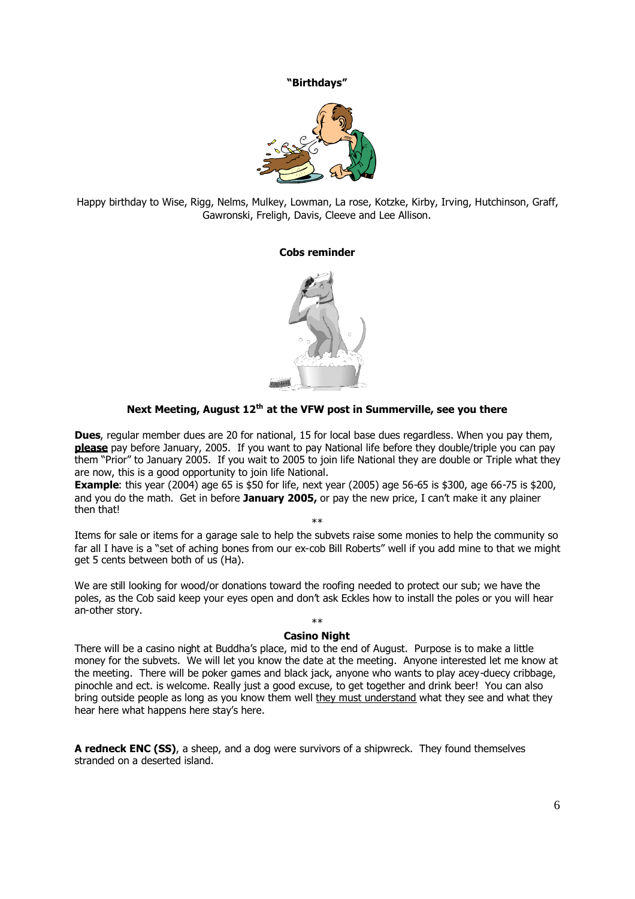**"Birthdays"**

Happy birthday to Wise, Rigg, Nelms, Mulkey, Lowman, La rose, Kotzke, Kirby, Irving, Hutchinson, Graff, Gawronski, Freligh, Davis, Cleeve and Lee Allison.

**Cobs reminder**

**Next Meeting, August 12th at the VFW post in Summerville, see you there**

**Dues**, regular member dues are 20 for national, 15 for local base dues regardless. When you pay them, **please** pay before January, 2005. If you want to pay National life before they double/triple you can pay them "Prior" to January 2005. If you wait to 2005 to join life National they are double or Triple what they are now, this is a good opportunity to join life National.

**Example**: this year (2004) age 65 is $50 for life, next year (2005) age 56-65 is $300, age 66-75 is $200, and you do the math. Get in before **January 2005,** or pay the new price, I can't make it any plainer then that!

**

Items for sale or items for a garage sale to help the subvets raise some monies to help the community so far all I have is a "set of aching bones from our ex-cob Bill Roberts" well if you add mine to that we might get 5 cents between both of us (Ha).

We are still looking for wood/or donations toward the roofing needed to protect our sub; we have the poles, as the Cob said keep your eyes open and don't ask Eckles how to install the poles or you will hear an-other story.

**

**Casino Night**

There will be a casino night at Buddha's place, mid to the end of August. Purpose is to make a little money for the subvets. We will let you know the date at the meeting. Anyone interested let me know at the meeting. There will be poker games and black jack, anyone who wants to play acey-duecy cribbage, pinochle and ect. is welcome. Really just a good excuse, to get together and drink beer! You can also bring outside people as long as you know them well they must understand what they see and what they hear here what happens here stay's here.

**A redneck ENC (SS)**, a sheep, and a dog were survivors of a shipwreck. They found themselves stranded on a deserted island.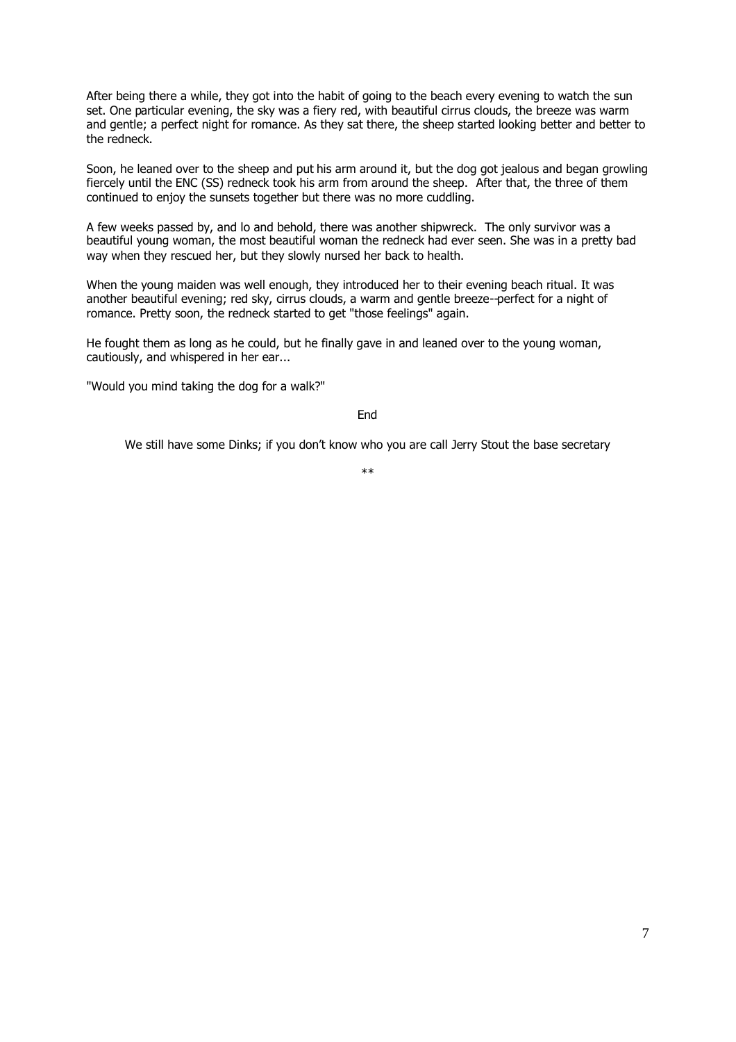After being there a while, they got into the habit of going to the beach every evening to watch the sun set. One particular evening, the sky was a fiery red, with beautiful cirrus clouds, the breeze was warm and gentle; a perfect night for romance. As they sat there, the sheep started looking better and better to the redneck.

Soon, he leaned over to the sheep and put his arm around it, but the dog got jealous and began growling fiercely until the ENC (SS) redneck took his arm from around the sheep. After that, the three of them continued to enjoy the sunsets together but there was no more cuddling.

A few weeks passed by, and lo and behold, there was another shipwreck. The only survivor was a beautiful young woman, the most beautiful woman the redneck had ever seen. She was in a pretty bad way when they rescued her, but they slowly nursed her back to health.

When the young maiden was well enough, they introduced her to their evening beach ritual. It was another beautiful evening; red sky, cirrus clouds, a warm and gentle breeze--perfect for a night of romance. Pretty soon, the redneck started to get "those feelings" again.

He fought them as long as he could, but he finally gave in and leaned over to the young woman, cautiously, and whispered in her ear...

"Would you mind taking the dog for a walk?"

End

We still have some Dinks; if you don't know who you are call Jerry Stout the base secretary

**